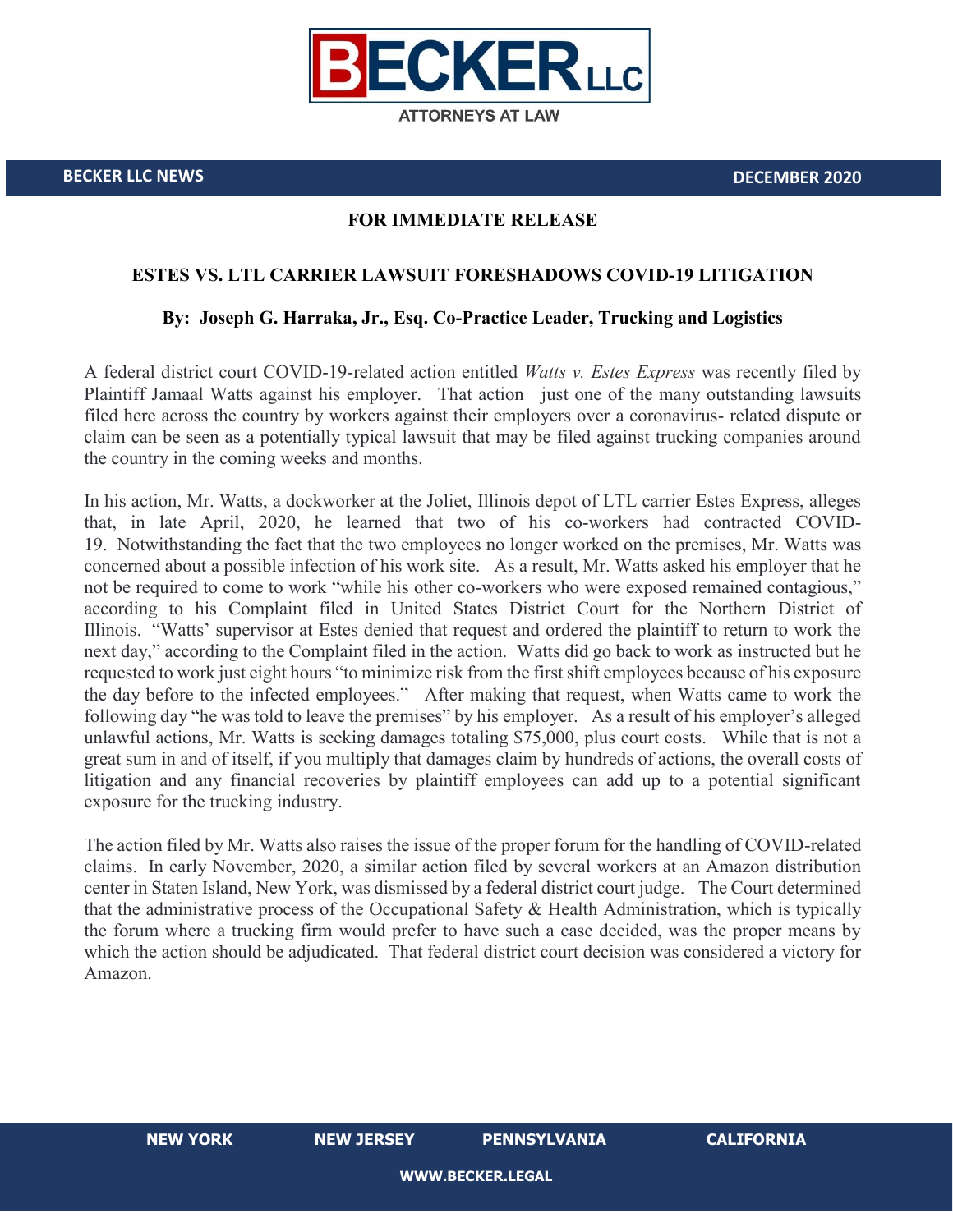**BECKER LLC**

ATTORNEYS AT LAW

**BECKER LLC NEWS** **DECEMBER 2020**

**FOR IMMEDIATE RELEASE**

## ESTES VS. LTL CARRIER LAWSUIT FORESHADOWS COVID-19 LITIGATION

**By: Joseph G. Harraka, Jr., Esq. Co-Practice Leader, Trucking and Logistics**

A federal district court COVID-19-related action entitled *Watts v. Estes Express* was recently filed by Plaintiff Jamaal Watts against his employer. That action just one of the many outstanding lawsuits filed here across the country by workers against their employers over a coronavirus- related dispute or claim can be seen as a potentially typical lawsuit that may be filed against trucking companies around the country in the coming weeks and months.

In his action, Mr. Watts, a dockworker at the Joliet, Illinois depot of LTL carrier Estes Express, alleges that, in late April, 2020, he learned that two of his co-workers had contracted COVID-19. Notwithstanding the fact that the two employees no longer worked on the premises, Mr. Watts was concerned about a possible infection of his work site. As a result, Mr. Watts asked his employer that he not be required to come to work "while his other co-workers who were exposed remained contagious," according to his Complaint filed in United States District Court for the Northern District of Illinois. "Watts' supervisor at Estes denied that request and ordered the plaintiff to return to work the next day," according to the Complaint filed in the action. Watts did go back to work as instructed but he requested to work just eight hours "to minimize risk from the first shift employees because of his exposure the day before to the infected employees." After making that request, when Watts came to work the following day "he was told to leave the premises" by his employer. As a result of his employer's alleged unlawful actions, Mr. Watts is seeking damages totaling $75,000, plus court costs. While that is not a great sum in and of itself, if you multiply that damages claim by hundreds of actions, the overall costs of litigation and any financial recoveries by plaintiff employees can add up to a potential significant exposure for the trucking industry.

The action filed by Mr. Watts also raises the issue of the proper forum for the handling of COVID-related claims. In early November, 2020, a similar action filed by several workers at an Amazon distribution center in Staten Island, New York, was dismissed by a federal district court judge. The Court determined that the administrative process of the Occupational Safety & Health Administration, which is typically the forum where a trucking firm would prefer to have such a case decided, was the proper means by which the action should be adjudicated. That federal district court decision was considered a victory for Amazon.

**NEW YORK** **NEW JERSEY** **PENNSYLVANIA** **CALIFORNIA**

**WWW.BECKER.LEGAL**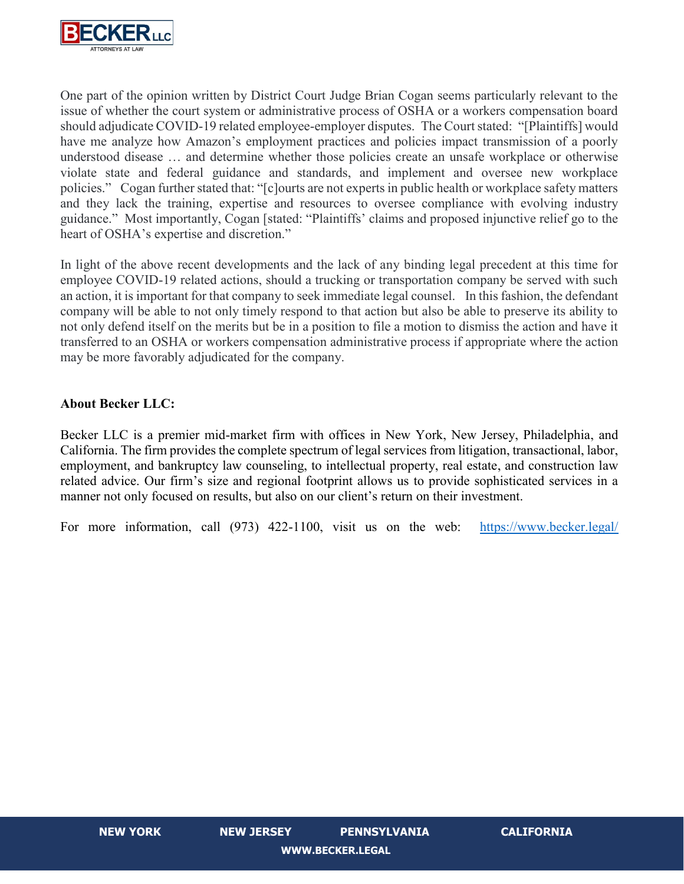One part of the opinion written by District Court Judge Brian Cogan seems particularly relevant to the issue of whether the court system or administrative process of OSHA or a workers compensation board should adjudicate COVID-19 related employee-employer disputes. The Court stated: "[Plaintiffs] would have me analyze how Amazon's employment practices and policies impact transmission of a poorly understood disease … and determine whether those policies create an unsafe workplace or otherwise violate state and federal guidance and standards, and implement and oversee new workplace policies." Cogan further stated that: "[c]ourts are not experts in public health or workplace safety matters and they lack the training, expertise and resources to oversee compliance with evolving industry guidance." Most importantly, Cogan [stated: "Plaintiffs' claims and proposed injunctive relief go to the heart of OSHA's expertise and discretion."

In light of the above recent developments and the lack of any binding legal precedent at this time for employee COVID-19 related actions, should a trucking or transportation company be served with such an action, it is important for that company to seek immediate legal counsel. In this fashion, the defendant company will be able to not only timely respond to that action but also be able to preserve its ability to not only defend itself on the merits but be in a position to file a motion to dismiss the action and have it transferred to an OSHA or workers compensation administrative process if appropriate where the action may be more favorably adjudicated for the company.

**About Becker LLC:**

Becker LLC is a premier mid-market firm with offices in New York, New Jersey, Philadelphia, and California. The firm provides the complete spectrum of legal services from litigation, transactional, labor, employment, and bankruptcy law counseling, to intellectual property, real estate, and construction law related advice. Our firm's size and regional footprint allows us to provide sophisticated services in a manner not only focused on results, but also on our client's return on their investment.

For more information, call (973) 422-1100, visit us on the web: https://www.becker.legal/